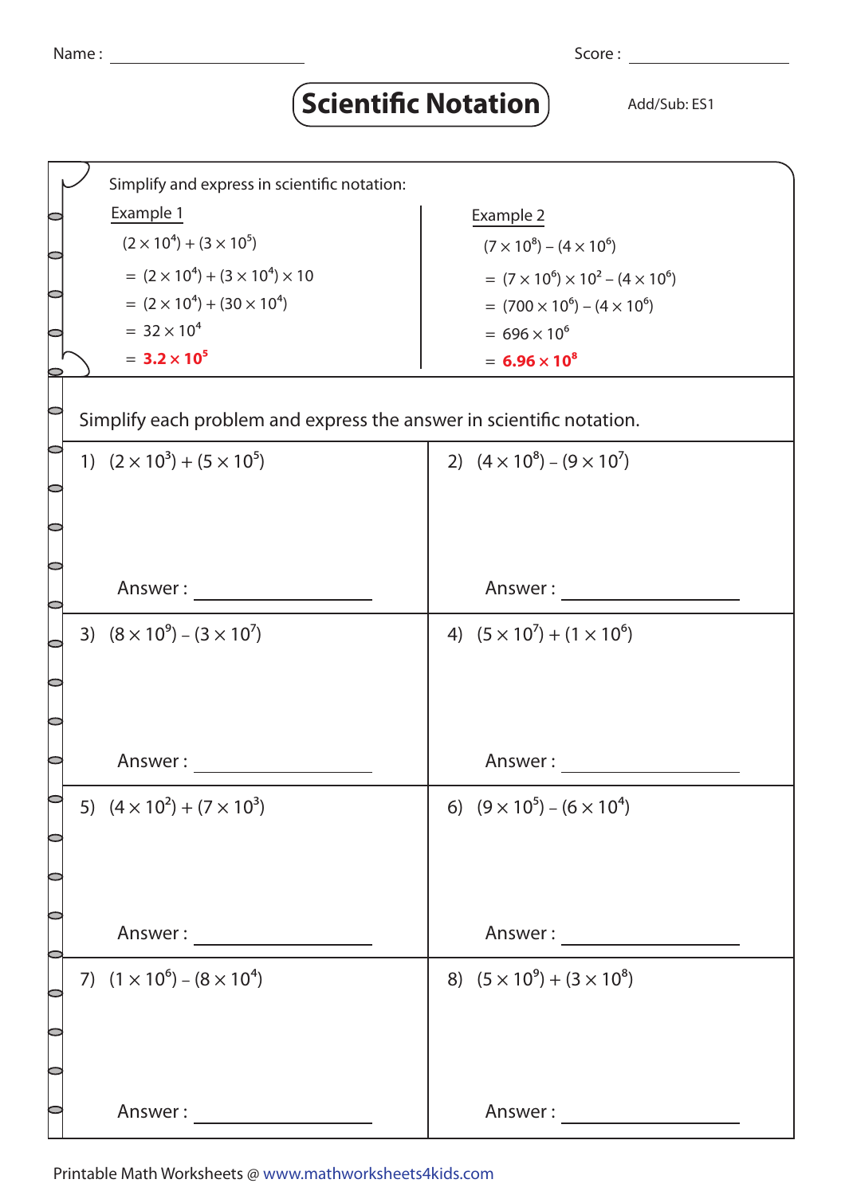Name : ____________________ Score : ____________________

# Scientific Notation

Add/Sub: ES1

Simplify and express in scientific notation:

**Example 1**

$(2 \times 10^4) + (3 \times 10^5)$

$= (2 \times 10^4) + (3 \times 10^4) \times 10$

$= (2 \times 10^4) + (30 \times 10^4)$

$= 32 \times 10^4$

$= \mathbf{3.2 \times 10^5}$

**Example 2**

$(7 \times 10^8) - (4 \times 10^6)$

$= (7 \times 10^6) \times 10^2 - (4 \times 10^6)$

$= (700 \times 10^6) - (4 \times 10^6)$

$= 696 \times 10^6$

$= \mathbf{6.96 \times 10^8}$

Simplify each problem and express the answer in scientific notation.

1) $(2 \times 10^3) + (5 \times 10^5)$

Answer : ____________________

2) $(4 \times 10^8) - (9 \times 10^7)$

Answer : ____________________

3) $(8 \times 10^9) - (3 \times 10^7)$

Answer : ____________________

4) $(5 \times 10^7) + (1 \times 10^6)$

Answer : ____________________

5) $(4 \times 10^2) + (7 \times 10^3)$

Answer : ____________________

6) $(9 \times 10^5) - (6 \times 10^4)$

Answer : ____________________

7) $(1 \times 10^6) - (8 \times 10^4)$

Answer : ____________________

8) $(5 \times 10^9) + (3 \times 10^8)$

Answer : ____________________

Printable Math Worksheets @ www.mathworksheets4kids.com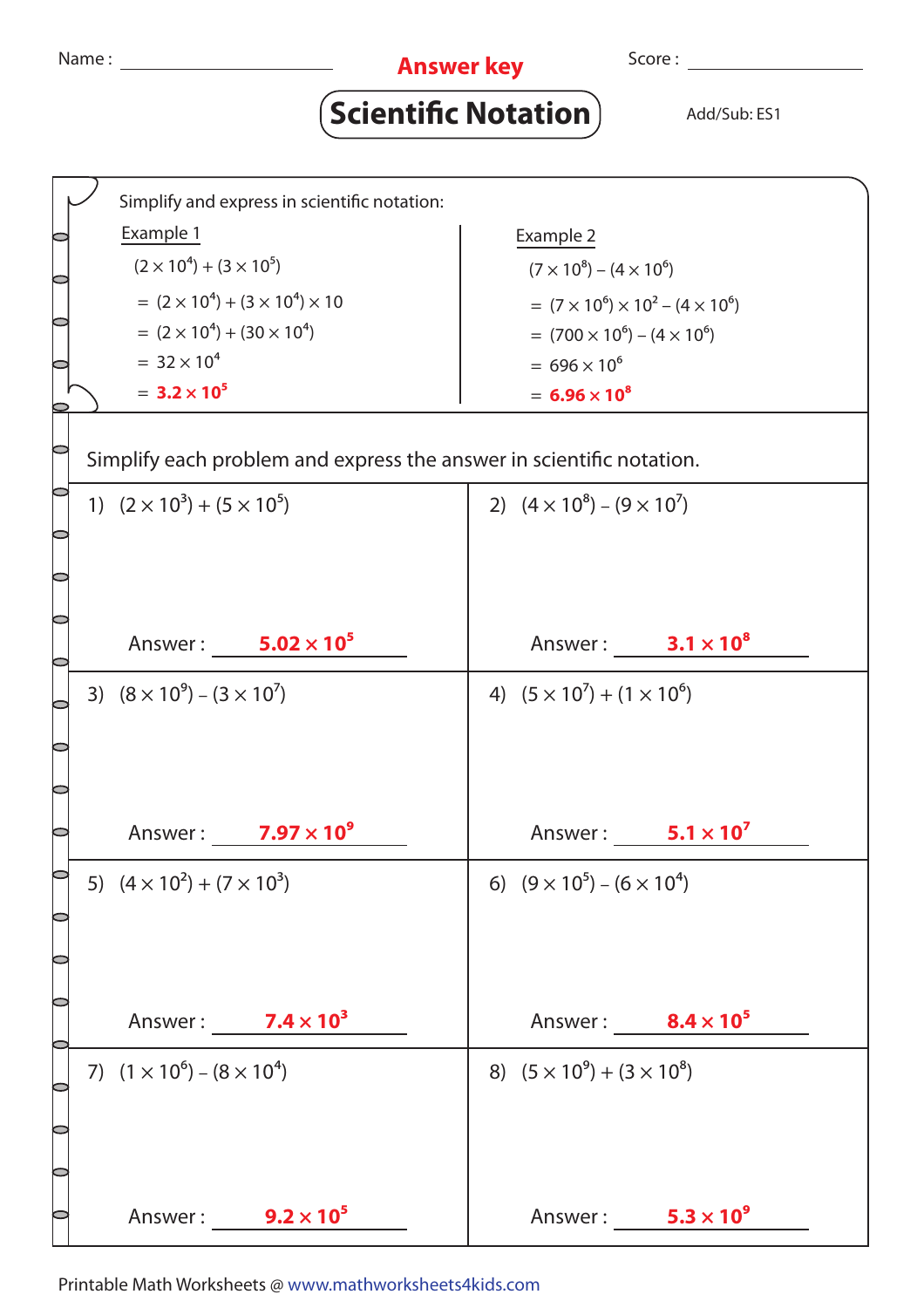Name : \_\_\_\_\_\_\_\_\_\_\_\_\_\_\_\_

**Answer key**

Score : \_\_\_\_\_\_\_\_\_\_\_\_\_\_\_\_

# Scientific Notation

Add/Sub: ES1

Simplify and express in scientific notation:

**Example 1**

$(2 \times 10^4) + (3 \times 10^5)$

$= (2 \times 10^4) + (3 \times 10^4) \times 10$

$= (2 \times 10^4) + (30 \times 10^4)$

$= 32 \times 10^4$

$= \mathbf{3.2 \times 10^5}$

**Example 2**

$(7 \times 10^8) - (4 \times 10^6)$

$= (7 \times 10^6) \times 10^2 - (4 \times 10^6)$

$= (700 \times 10^6) - (4 \times 10^6)$

$= 696 \times 10^6$

$= \mathbf{6.96 \times 10^8}$

Simplify each problem and express the answer in scientific notation.

1) $(2 \times 10^3) + (5 \times 10^5)$

Answer : $\mathbf{5.02 \times 10^5}$

2) $(4 \times 10^8) - (9 \times 10^7)$

Answer : $\mathbf{3.1 \times 10^8}$

3) $(8 \times 10^9) - (3 \times 10^7)$

Answer : $\mathbf{7.97 \times 10^9}$

4) $(5 \times 10^7) + (1 \times 10^6)$

Answer : $\mathbf{5.1 \times 10^7}$

5) $(4 \times 10^2) + (7 \times 10^3)$

Answer : $\mathbf{7.4 \times 10^3}$

6) $(9 \times 10^5) - (6 \times 10^4)$

Answer : $\mathbf{8.4 \times 10^5}$

7) $(1 \times 10^6) - (8 \times 10^4)$

Answer : $\mathbf{9.2 \times 10^5}$

8) $(5 \times 10^9) + (3 \times 10^8)$

Answer : $\mathbf{5.3 \times 10^9}$

Printable Math Worksheets @ www.mathworksheets4kids.com